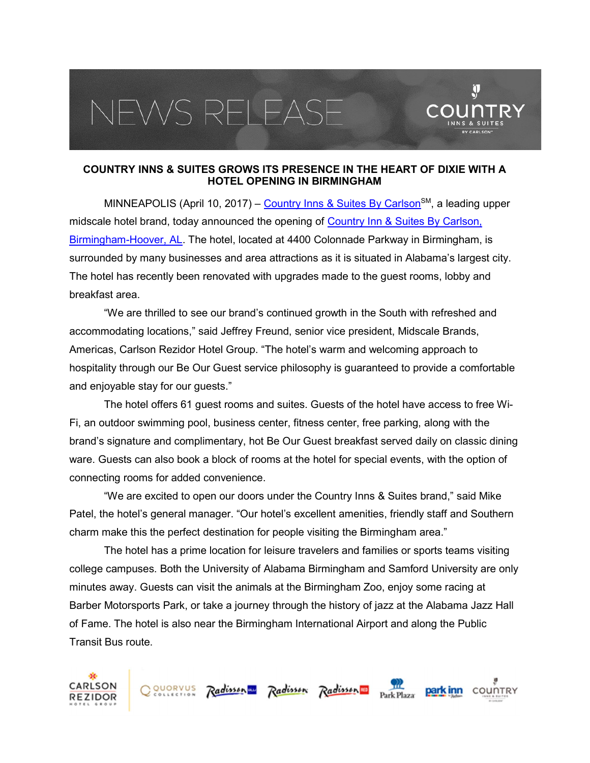# NEWS RELEASE

## COUNTRY INNS & SUITES GROWS ITS PRESENCE IN THE HEART OF DIXIE WITH A HOTEL OPENING IN BIRMINGHAM

MINNEAPOLIS (April 10, 2017) – Country Inns & Suites By Carlson[SM], a leading upper midscale hotel brand, today announced the opening of Country Inn & Suites By Carlson, Birmingham-Hoover, AL. The hotel, located at 4400 Colonnade Parkway in Birmingham, is surrounded by many businesses and area attractions as it is situated in Alabama's largest city. The hotel has recently been renovated with upgrades made to the guest rooms, lobby and breakfast area.

"We are thrilled to see our brand's continued growth in the South with refreshed and accommodating locations," said Jeffrey Freund, senior vice president, Midscale Brands, Americas, Carlson Rezidor Hotel Group. "The hotel's warm and welcoming approach to hospitality through our Be Our Guest service philosophy is guaranteed to provide a comfortable and enjoyable stay for our guests."

The hotel offers 61 guest rooms and suites. Guests of the hotel have access to free Wi-Fi, an outdoor swimming pool, business center, fitness center, free parking, along with the brand's signature and complimentary, hot Be Our Guest breakfast served daily on classic dining ware. Guests can also book a block of rooms at the hotel for special events, with the option of connecting rooms for added convenience.

"We are excited to open our doors under the Country Inns & Suites brand," said Mike Patel, the hotel's general manager. "Our hotel's excellent amenities, friendly staff and Southern charm make this the perfect destination for people visiting the Birmingham area."

The hotel has a prime location for leisure travelers and families or sports teams visiting college campuses. Both the University of Alabama Birmingham and Samford University are only minutes away. Guests can visit the animals at the Birmingham Zoo, enjoy some racing at Barber Motorsports Park, or take a journey through the history of jazz at the Alabama Jazz Hall of Fame. The hotel is also near the Birmingham International Airport and along the Public Transit Bus route.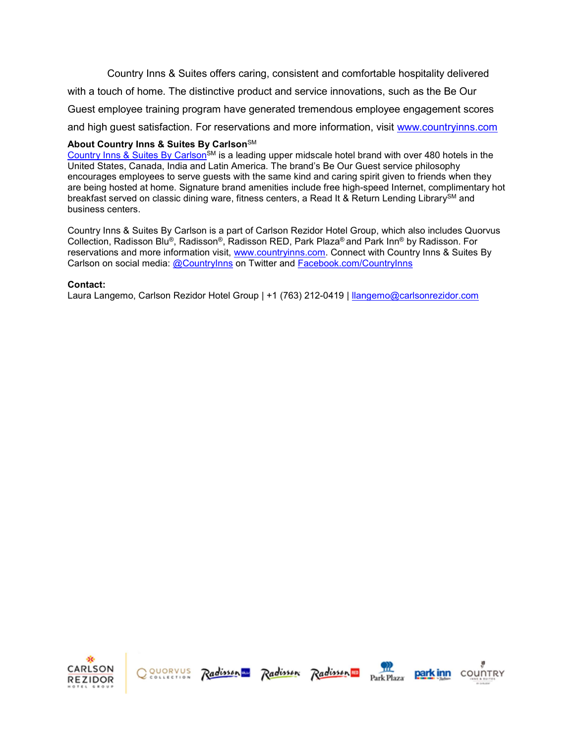Country Inns & Suites offers caring, consistent and comfortable hospitality delivered with a touch of home. The distinctive product and service innovations, such as the Be Our Guest employee training program have generated tremendous employee engagement scores and high guest satisfaction. For reservations and more information, visit www.countryinns.com

**About Country Inns & Suites By Carlson℠**

Country Inns & Suites By Carlson℠ is a leading upper midscale hotel brand with over 480 hotels in the United States, Canada, India and Latin America. The brand's Be Our Guest service philosophy encourages employees to serve guests with the same kind and caring spirit given to friends when they are being hosted at home. Signature brand amenities include free high-speed Internet, complimentary hot breakfast served on classic dining ware, fitness centers, a Read It & Return Lending Library℠ and business centers.

Country Inns & Suites By Carlson is a part of Carlson Rezidor Hotel Group, which also includes Quorvus Collection, Radisson Blu®, Radisson®, Radisson RED, Park Plaza® and Park Inn® by Radisson. For reservations and more information visit, www.countryinns.com. Connect with Country Inns & Suites By Carlson on social media: @CountryInns on Twitter and Facebook.com/CountryInns

**Contact:**

Laura Langemo, Carlson Rezidor Hotel Group | +1 (763) 212-0419 | llangemo@carlsonrezidor.com